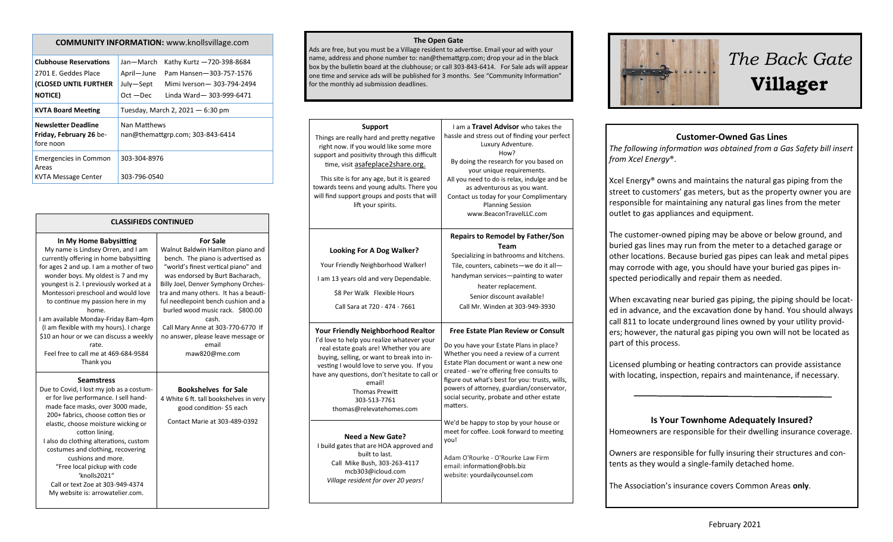## COMMUNITY INFORMATION: www.knollsvillage.com

| | |
|---|---|
| **Clubhouse Reservations** 2701 E. Geddes Place **(CLOSED UNTIL FURTHER NOTICE)** | Jan—March Kathy Kurtz —720-398-8684 April—June Pam Hansen—303-757-1576 July—Sept Mimi Iverson— 303-794-2494 Oct —Dec Linda Ward— 303-999-6471 |
| **KVTA Board Meeting** | Tuesday, March 2, 2021 — 6:30 pm |
| **Newsletter Deadline Friday, February 26** before noon | Nan Matthews nan@themattgrp.com; 303-843-6414 |
| Emergencies in Common Areas | 303-304-8976 |
| KVTA Message Center | 303-796-0540 |

## CLASSIFIEDS CONTINUED

### In My Home Babysitting

My name is Lindsey Orren, and I am currently offering in home babysitting for ages 2 and up. I am a mother of two wonder boys. My oldest is 7 and my youngest is 2. I previously worked at a Montessori preschool and would love to continue my passion here in my home.

I am available Monday-Friday 8am-4pm (I am flexible with my hours). I charge $10 an hour or we can discuss a weekly rate.

Feel free to call me at 469-684-9584

Thank you

### For Sale

Walnut Baldwin Hamilton piano and bench. The piano is advertised as "world's finest vertical piano" and was endorsed by Burt Bacharach, Billy Joel, Denver Symphony Orchestra and many others. It has a beautiful needlepoint bench cushion and a buried wood music rack. $800.00 cash.

Call Mary Anne at 303-770-6770 If no answer, please leave message or email maw820@me.com

### Seamstress

Due to Covid, I lost my job as a costumer for live performance. I sell handmade face masks, over 3000 made, 200+ fabrics, choose cotton ties or elastic, choose moisture wicking or cotton lining.

I also do clothing alterations, custom costumes and clothing, recovering cushions and more.

"Free local pickup with code 'knolls2021"

Call or text Zoe at 303-949-4374

My website is: arrowatelier.com.

### Bookshelves for Sale

4 White 6 ft. tall bookshelves in very good condition- $5 each

Contact Marie at 303-489-0392

## The Open Gate

Ads are free, but you must be a Village resident to advertise. Email your ad with your name, address and phone number to: nan@themattgrp.com; drop your ad in the black box by the bulletin board at the clubhouse; or call 303-843-6414. For Sale ads will appear one time and service ads will be published for 3 months. See "Community Information" for the monthly ad submission deadlines.

### Support

Things are really hard and pretty negative right now. If you would like some more support and positivity through this difficult time, visit asafeplace2share.org.

This site is for any age, but it is geared towards teens and young adults. There you will find support groups and posts that will lift your spirits.

I am a **Travel Advisor** who takes the hassle and stress out of finding your perfect Luxury Adventure.

How?

By doing the research for you based on your unique requirements.

All you need to do is relax, indulge and be as adventurous as you want.

Contact us today for your Complimentary Planning Session

www.BeaconTravelLLC.com

### Looking For A Dog Walker?

Your Friendly Neighborhood Walker!

I am 13 years old and very Dependable.

$8 Per Walk Flexible Hours

Call Sara at 720 - 474 - 7661

### Repairs to Remodel by Father/Son Team

Specializing in bathrooms and kitchens.

Tile, counters, cabinets—we do it all—

handyman services—painting to water heater replacement.

Senior discount available!

Call Mr. Winden at 303-949-3930

### Your Friendly Neighborhood Realtor

I'd love to help you realize whatever your real estate goals are! Whether you are buying, selling, or want to break into investing I would love to serve you. If you have any questions, don't hesitate to call or email!

Thomas Prewitt

303-513-7761

thomas@relevatehomes.com

### Need a New Gate?

I build gates that are HOA approved and built to last.

Call Mike Bush, 303-263-4117

mcb303@icloud.com

*Village resident for over 20 years!*

### Free Estate Plan Review or Consult

Do you have your Estate Plans in place? Whether you need a review of a current Estate Plan document or want a new one created - we're offering free consults to figure out what's best for you: trusts, wills, powers of attorney, guardian/conservator, social security, probate and other estate matters.

We'd be happy to stop by your house or meet for coffee. Look forward to meeting you!

Adam O'Rourke - O'Rourke Law Firm

email: information@obls.biz

website: yourdailycounsel.com

# *The Back Gate* **Villager**

## Customer-Owned Gas Lines

*The following information was obtained from a Gas Safety bill insert from Xcel Energy®.*

Xcel Energy® owns and maintains the natural gas piping from the street to customers' gas meters, but as the property owner you are responsible for maintaining any natural gas lines from the meter outlet to gas appliances and equipment.

The customer-owned piping may be above or below ground, and buried gas lines may run from the meter to a detached garage or other locations. Because buried gas pipes can leak and metal pipes may corrode with age, you should have your buried gas pipes inspected periodically and repair them as needed.

When excavating near buried gas piping, the piping should be located in advance, and the excavation done by hand. You should always call 811 to locate underground lines owned by your utility providers; however, the natural gas piping you own will not be located as part of this process.

Licensed plumbing or heating contractors can provide assistance with locating, inspection, repairs and maintenance, if necessary.

---

## Is Your Townhome Adequately Insured?

Homeowners are responsible for their dwelling insurance coverage.

Owners are responsible for fully insuring their structures and contents as they would a single-family detached home.

The Association's insurance covers Common Areas **only**.

February 2021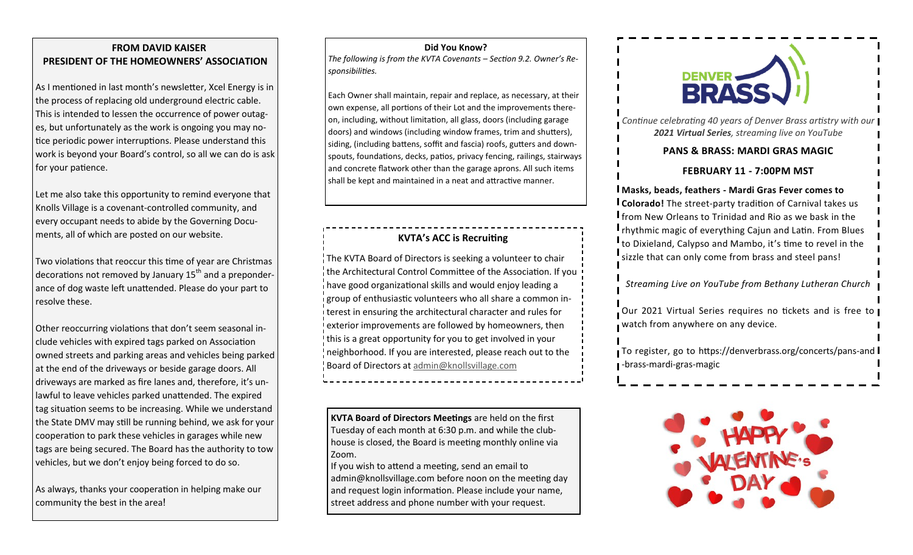## FROM DAVID KAISER
## PRESIDENT OF THE HOMEOWNERS' ASSOCIATION

As I mentioned in last month's newsletter, Xcel Energy is in the process of replacing old underground electric cable. This is intended to lessen the occurrence of power outages, but unfortunately as the work is ongoing you may notice periodic power interruptions. Please understand this work is beyond your Board's control, so all we can do is ask for your patience.

Let me also take this opportunity to remind everyone that Knolls Village is a covenant-controlled community, and every occupant needs to abide by the Governing Documents, all of which are posted on our website.

Two violations that reoccur this time of year are Christmas decorations not removed by January 15th and a preponderance of dog waste left unattended. Please do your part to resolve these.

Other reoccurring violations that don't seem seasonal include vehicles with expired tags parked on Association owned streets and parking areas and vehicles being parked at the end of the driveways or beside garage doors. All driveways are marked as fire lanes and, therefore, it's unlawful to leave vehicles parked unattended. The expired tag situation seems to be increasing. While we understand the State DMV may still be running behind, we ask for your cooperation to park these vehicles in garages while new tags are being secured. The Board has the authority to tow vehicles, but we don't enjoy being forced to do so.

As always, thanks your cooperation in helping make our community the best in the area!

## Did You Know?

*The following is from the KVTA Covenants – Section 9.2. Owner's Responsibilities.*

Each Owner shall maintain, repair and replace, as necessary, at their own expense, all portions of their Lot and the improvements thereon, including, without limitation, all glass, doors (including garage doors) and windows (including window frames, trim and shutters), siding, (including battens, soffit and fascia) roofs, gutters and downspouts, foundations, decks, patios, privacy fencing, railings, stairways and concrete flatwork other than the garage aprons. All such items shall be kept and maintained in a neat and attractive manner.

## KVTA's ACC is Recruiting

The KVTA Board of Directors is seeking a volunteer to chair the Architectural Control Committee of the Association. If you have good organizational skills and would enjoy leading a group of enthusiastic volunteers who all share a common interest in ensuring the architectural character and rules for exterior improvements are followed by homeowners, then this is a great opportunity for you to get involved in your neighborhood. If you are interested, please reach out to the Board of Directors at admin@knollsvillage.com

**KVTA Board of Directors Meetings** are held on the first Tuesday of each month at 6:30 p.m. and while the clubhouse is closed, the Board is meeting monthly online via Zoom.

If you wish to attend a meeting, send an email to admin@knollsvillage.com before noon on the meeting day and request login information. Please include your name, street address and phone number with your request.

DENVER BRASS

*Continue celebrating 40 years of Denver Brass artistry with our **2021 Virtual Series**, streaming live on YouTube*

**PANS & BRASS: MARDI GRAS MAGIC**

**FEBRUARY 11 - 7:00PM MST**

**Masks, beads, feathers - Mardi Gras Fever comes to Colorado!** The street-party tradition of Carnival takes us from New Orleans to Trinidad and Rio as we bask in the rhythmic magic of everything Cajun and Latin. From Blues to Dixieland, Calypso and Mambo, it's time to revel in the sizzle that can only come from brass and steel pans!

*Streaming Live on YouTube from Bethany Lutheran Church*

Our 2021 Virtual Series requires no tickets and is free to watch from anywhere on any device.

To register, go to https://denverbrass.org/concerts/pans-and-brass-mardi-gras-magic

HAPPY VALENTINE's DAY